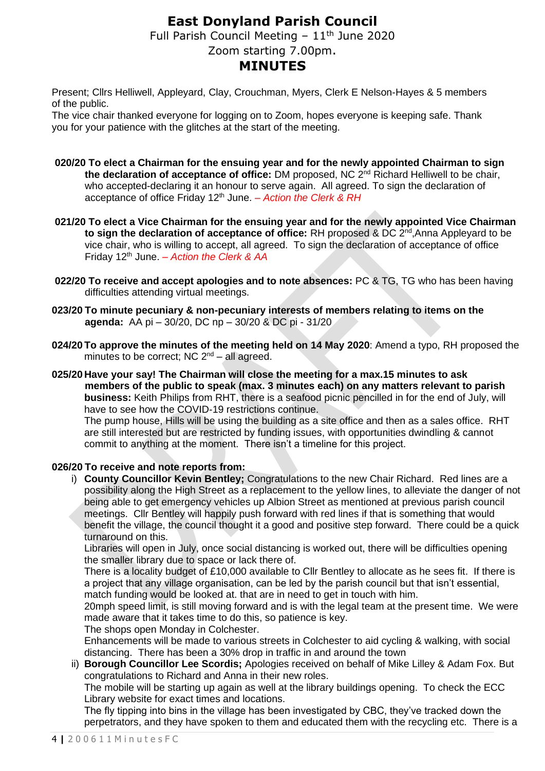# East Donyland Parish Council

Full Parish Council Meeting – 11th June 2020

Zoom starting 7.00pm.

## MINUTES

Present; Cllrs Helliwell, Appleyard, Clay, Crouchman, Myers, Clerk E Nelson-Hayes & 5 members of the public.

The vice chair thanked everyone for logging on to Zoom, hopes everyone is keeping safe. Thank you for your patience with the glitches at the start of the meeting.

**020/20 To elect a Chairman for the ensuing year and for the newly appointed Chairman to sign the declaration of acceptance of office:** DM proposed, NC 2nd Richard Helliwell to be chair, who accepted-declaring it an honour to serve again. All agreed. To sign the declaration of acceptance of office Friday 12th June. *– Action the Clerk & RH*

**021/20 To elect a Vice Chairman for the ensuing year and for the newly appointed Vice Chairman to sign the declaration of acceptance of office:** RH proposed & DC 2nd,Anna Appleyard to be vice chair, who is willing to accept, all agreed. To sign the declaration of acceptance of office Friday 12th June. *– Action the Clerk & AA*

**022/20 To receive and accept apologies and to note absences:** PC & TG, TG who has been having difficulties attending virtual meetings.

**023/20 To minute pecuniary & non-pecuniary interests of members relating to items on the agenda:** AA pi – 30/20, DC np – 30/20 & DC pi - 31/20

**024/20 To approve the minutes of the meeting held on 14 May 2020**: Amend a typo, RH proposed the minutes to be correct; NC 2nd – all agreed.

**025/20 Have your say! The Chairman will close the meeting for a max.15 minutes to ask members of the public to speak (max. 3 minutes each) on any matters relevant to parish business:** Keith Philips from RHT, there is a seafood picnic pencilled in for the end of July, will have to see how the COVID-19 restrictions continue.

The pump house, Hills will be using the building as a site office and then as a sales office. RHT are still interested but are restricted by funding issues, with opportunities dwindling & cannot commit to anything at the moment. There isn't a timeline for this project.

**026/20 To receive and note reports from:**

i) **County Councillor Kevin Bentley;** Congratulations to the new Chair Richard. Red lines are a possibility along the High Street as a replacement to the yellow lines, to alleviate the danger of not being able to get emergency vehicles up Albion Street as mentioned at previous parish council meetings. Cllr Bentley will happily push forward with red lines if that is something that would benefit the village, the council thought it a good and positive step forward. There could be a quick turnaround on this.

Libraries will open in July, once social distancing is worked out, there will be difficulties opening the smaller library due to space or lack there of.

There is a locality budget of £10,000 available to Cllr Bentley to allocate as he sees fit. If there is a project that any village organisation, can be led by the parish council but that isn't essential, match funding would be looked at. that are in need to get in touch with him.

20mph speed limit, is still moving forward and is with the legal team at the present time. We were made aware that it takes time to do this, so patience is key.

The shops open Monday in Colchester.

Enhancements will be made to various streets in Colchester to aid cycling & walking, with social distancing. There has been a 30% drop in traffic in and around the town

ii) **Borough Councillor Lee Scordis;** Apologies received on behalf of Mike Lilley & Adam Fox. But congratulations to Richard and Anna in their new roles.

The mobile will be starting up again as well at the library buildings opening. To check the ECC Library website for exact times and locations.

The fly tipping into bins in the village has been investigated by CBC, they've tracked down the perpetrators, and they have spoken to them and educated them with the recycling etc. There is a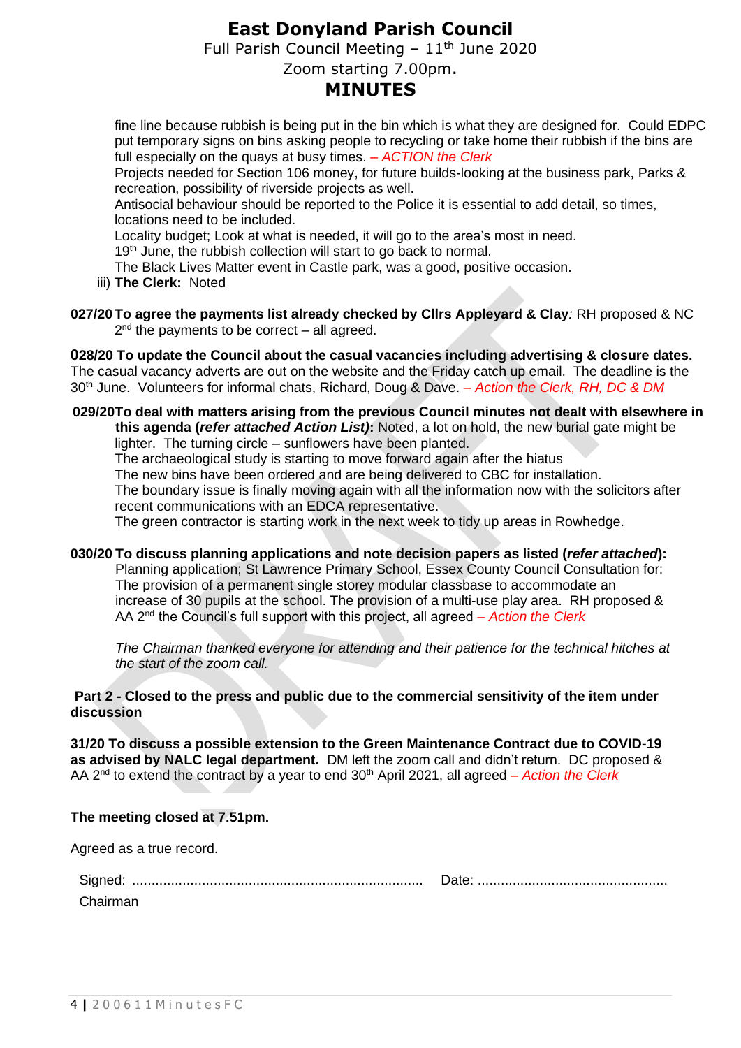fine line because rubbish is being put in the bin which is what they are designed for. Could EDPC put temporary signs on bins asking people to recycling or take home their rubbish if the bins are full especially on the quays at busy times. *– ACTION the Clerk*

Projects needed for Section 106 money, for future builds-looking at the business park, Parks & recreation, possibility of riverside projects as well.

Antisocial behaviour should be reported to the Police it is essential to add detail, so times, locations need to be included.

Locality budget; Look at what is needed, it will go to the area's most in need.

19th June, the rubbish collection will start to go back to normal.

The Black Lives Matter event in Castle park, was a good, positive occasion.

iii) **The Clerk:** Noted

**027/20 To agree the payments list already checked by Cllrs Appleyard & Clay***:* RH proposed & NC 2nd the payments to be correct – all agreed.

**028/20 To update the Council about the casual vacancies including advertising & closure dates.** The casual vacancy adverts are out on the website and the Friday catch up email. The deadline is the 30th June. Volunteers for informal chats, Richard, Doug & Dave. *– Action the Clerk, RH, DC & DM*

**029/20To deal with matters arising from the previous Council minutes not dealt with elsewhere in this agenda (*refer attached Action List)*:** Noted, a lot on hold, the new burial gate might be lighter. The turning circle – sunflowers have been planted.

The archaeological study is starting to move forward again after the hiatus

The new bins have been ordered and are being delivered to CBC for installation.

The boundary issue is finally moving again with all the information now with the solicitors after recent communications with an EDCA representative.

The green contractor is starting work in the next week to tidy up areas in Rowhedge.

**030/20 To discuss planning applications and note decision papers as listed (*refer attached*):** Planning application; St Lawrence Primary School, Essex County Council Consultation for: The provision of a permanent single storey modular classbase to accommodate an increase of 30 pupils at the school. The provision of a multi-use play area. RH proposed & AA 2nd the Council's full support with this project, all agreed *– Action the Clerk*

*The Chairman thanked everyone for attending and their patience for the technical hitches at the start of the zoom call.*

**Part 2 - Closed to the press and public due to the commercial sensitivity of the item under discussion**

**31/20 To discuss a possible extension to the Green Maintenance Contract due to COVID-19 as advised by NALC legal department.** DM left the zoom call and didn't return. DC proposed & AA 2nd to extend the contract by a year to end 30th April 2021, all agreed *– Action the Clerk*

**The meeting closed at 7.51pm.**

Agreed as a true record.

Signed: ............................................................................ Date: .................................................

Chairman